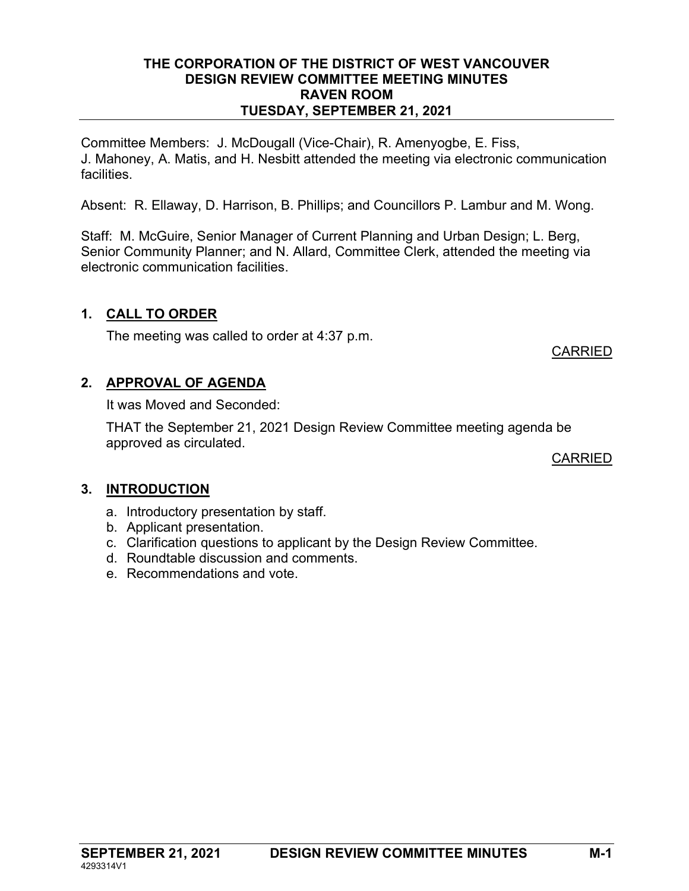# THE CORPORATION OF THE DISTRICT OF WEST VANCOUVER
## DESIGN REVIEW COMMITTEE MEETING MINUTES
## RAVEN ROOM
## TUESDAY, SEPTEMBER 21, 2021

Committee Members: J. McDougall (Vice-Chair), R. Amenyogbe, E. Fiss, J. Mahoney, A. Matis, and H. Nesbitt attended the meeting via electronic communication facilities.

Absent: R. Ellaway, D. Harrison, B. Phillips; and Councillors P. Lambur and M. Wong.

Staff: M. McGuire, Senior Manager of Current Planning and Urban Design; L. Berg, Senior Community Planner; and N. Allard, Committee Clerk, attended the meeting via electronic communication facilities.

### 1. CALL TO ORDER

The meeting was called to order at 4:37 p.m.

CARRIED

### 2. APPROVAL OF AGENDA

It was Moved and Seconded:

THAT the September 21, 2021 Design Review Committee meeting agenda be approved as circulated.

CARRIED

### 3. INTRODUCTION

a. Introductory presentation by staff.
b. Applicant presentation.
c. Clarification questions to applicant by the Design Review Committee.
d. Roundtable discussion and comments.
e. Recommendations and vote.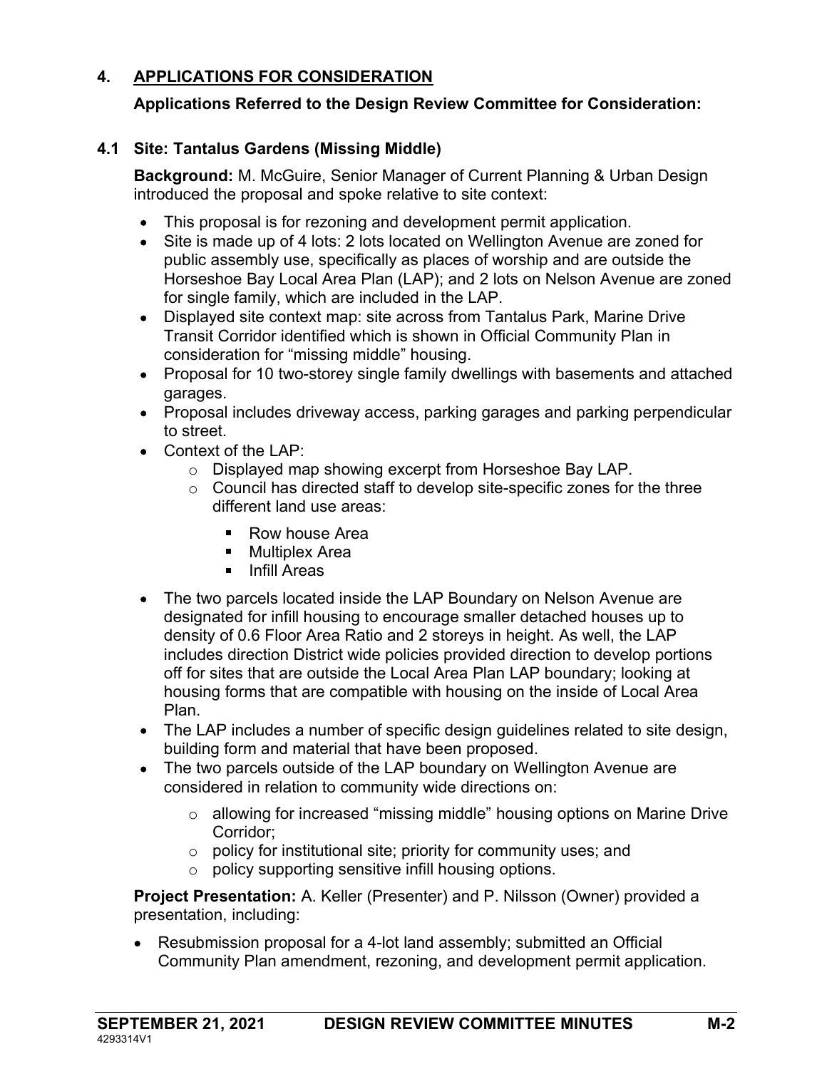## 4. APPLICATIONS FOR CONSIDERATION

### Applications Referred to the Design Review Committee for Consideration:

### 4.1 Site: Tantalus Gardens (Missing Middle)

**Background:** M. McGuire, Senior Manager of Current Planning & Urban Design introduced the proposal and spoke relative to site context:

- This proposal is for rezoning and development permit application.
- Site is made up of 4 lots: 2 lots located on Wellington Avenue are zoned for public assembly use, specifically as places of worship and are outside the Horseshoe Bay Local Area Plan (LAP); and 2 lots on Nelson Avenue are zoned for single family, which are included in the LAP.
- Displayed site context map: site across from Tantalus Park, Marine Drive Transit Corridor identified which is shown in Official Community Plan in consideration for "missing middle" housing.
- Proposal for 10 two-storey single family dwellings with basements and attached garages.
- Proposal includes driveway access, parking garages and parking perpendicular to street.
- Context of the LAP:
  - Displayed map showing excerpt from Horseshoe Bay LAP.
  - Council has directed staff to develop site-specific zones for the three different land use areas:
    - Row house Area
    - Multiplex Area
    - Infill Areas
- The two parcels located inside the LAP Boundary on Nelson Avenue are designated for infill housing to encourage smaller detached houses up to density of 0.6 Floor Area Ratio and 2 storeys in height. As well, the LAP includes direction District wide policies provided direction to develop portions off for sites that are outside the Local Area Plan LAP boundary; looking at housing forms that are compatible with housing on the inside of Local Area Plan.
- The LAP includes a number of specific design guidelines related to site design, building form and material that have been proposed.
- The two parcels outside of the LAP boundary on Wellington Avenue are considered in relation to community wide directions on:
  - allowing for increased "missing middle" housing options on Marine Drive Corridor;
  - policy for institutional site; priority for community uses; and
  - policy supporting sensitive infill housing options.

**Project Presentation:** A. Keller (Presenter) and P. Nilsson (Owner) provided a presentation, including:

- Resubmission proposal for a 4-lot land assembly; submitted an Official Community Plan amendment, rezoning, and development permit application.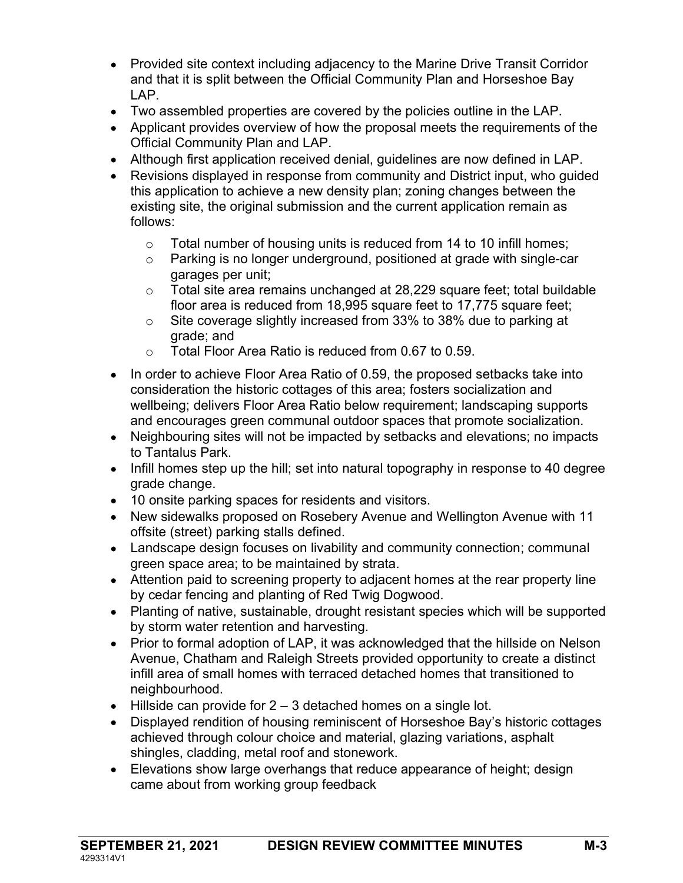- Provided site context including adjacency to the Marine Drive Transit Corridor and that it is split between the Official Community Plan and Horseshoe Bay LAP.
- Two assembled properties are covered by the policies outline in the LAP.
- Applicant provides overview of how the proposal meets the requirements of the Official Community Plan and LAP.
- Although first application received denial, guidelines are now defined in LAP.
- Revisions displayed in response from community and District input, who guided this application to achieve a new density plan; zoning changes between the existing site, the original submission and the current application remain as follows:
    - Total number of housing units is reduced from 14 to 10 infill homes;
    - Parking is no longer underground, positioned at grade with single-car garages per unit;
    - Total site area remains unchanged at 28,229 square feet; total buildable floor area is reduced from 18,995 square feet to 17,775 square feet;
    - Site coverage slightly increased from 33% to 38% due to parking at grade; and
    - Total Floor Area Ratio is reduced from 0.67 to 0.59.
- In order to achieve Floor Area Ratio of 0.59, the proposed setbacks take into consideration the historic cottages of this area; fosters socialization and wellbeing; delivers Floor Area Ratio below requirement; landscaping supports and encourages green communal outdoor spaces that promote socialization.
- Neighbouring sites will not be impacted by setbacks and elevations; no impacts to Tantalus Park.
- Infill homes step up the hill; set into natural topography in response to 40 degree grade change.
- 10 onsite parking spaces for residents and visitors.
- New sidewalks proposed on Rosebery Avenue and Wellington Avenue with 11 offsite (street) parking stalls defined.
- Landscape design focuses on livability and community connection; communal green space area; to be maintained by strata.
- Attention paid to screening property to adjacent homes at the rear property line by cedar fencing and planting of Red Twig Dogwood.
- Planting of native, sustainable, drought resistant species which will be supported by storm water retention and harvesting.
- Prior to formal adoption of LAP, it was acknowledged that the hillside on Nelson Avenue, Chatham and Raleigh Streets provided opportunity to create a distinct infill area of small homes with terraced detached homes that transitioned to neighbourhood.
- Hillside can provide for 2 – 3 detached homes on a single lot.
- Displayed rendition of housing reminiscent of Horseshoe Bay's historic cottages achieved through colour choice and material, glazing variations, asphalt shingles, cladding, metal roof and stonework.
- Elevations show large overhangs that reduce appearance of height; design came about from working group feedback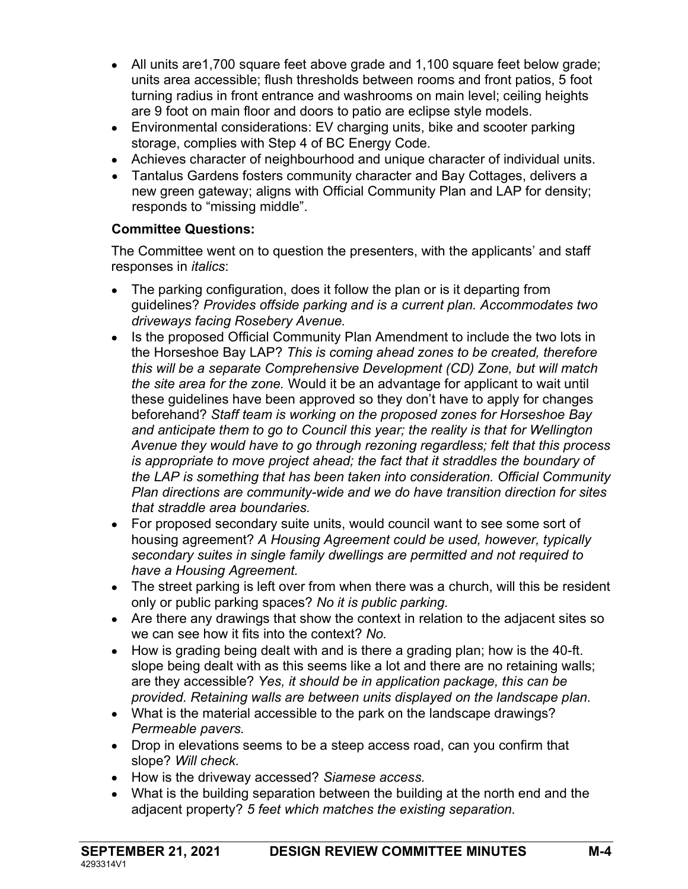- All units are1,700 square feet above grade and 1,100 square feet below grade; units area accessible; flush thresholds between rooms and front patios, 5 foot turning radius in front entrance and washrooms on main level; ceiling heights are 9 foot on main floor and doors to patio are eclipse style models.
- Environmental considerations: EV charging units, bike and scooter parking storage, complies with Step 4 of BC Energy Code.
- Achieves character of neighbourhood and unique character of individual units.
- Tantalus Gardens fosters community character and Bay Cottages, delivers a new green gateway; aligns with Official Community Plan and LAP for density; responds to "missing middle".

**Committee Questions:**

The Committee went on to question the presenters, with the applicants' and staff responses in *italics*:

- The parking configuration, does it follow the plan or is it departing from guidelines? *Provides offside parking and is a current plan. Accommodates two driveways facing Rosebery Avenue.*
- Is the proposed Official Community Plan Amendment to include the two lots in the Horseshoe Bay LAP? *This is coming ahead zones to be created, therefore this will be a separate Comprehensive Development (CD) Zone, but will match the site area for the zone.* Would it be an advantage for applicant to wait until these guidelines have been approved so they don't have to apply for changes beforehand? *Staff team is working on the proposed zones for Horseshoe Bay and anticipate them to go to Council this year; the reality is that for Wellington Avenue they would have to go through rezoning regardless; felt that this process is appropriate to move project ahead; the fact that it straddles the boundary of the LAP is something that has been taken into consideration. Official Community Plan directions are community-wide and we do have transition direction for sites that straddle area boundaries.*
- For proposed secondary suite units, would council want to see some sort of housing agreement? *A Housing Agreement could be used, however, typically secondary suites in single family dwellings are permitted and not required to have a Housing Agreement.*
- The street parking is left over from when there was a church, will this be resident only or public parking spaces? *No it is public parking.*
- Are there any drawings that show the context in relation to the adjacent sites so we can see how it fits into the context? *No.*
- How is grading being dealt with and is there a grading plan; how is the 40-ft. slope being dealt with as this seems like a lot and there are no retaining walls; are they accessible? *Yes, it should be in application package, this can be provided. Retaining walls are between units displayed on the landscape plan.*
- What is the material accessible to the park on the landscape drawings? *Permeable pavers.*
- Drop in elevations seems to be a steep access road, can you confirm that slope? *Will check.*
- How is the driveway accessed? *Siamese access.*
- What is the building separation between the building at the north end and the adjacent property? *5 feet which matches the existing separation.*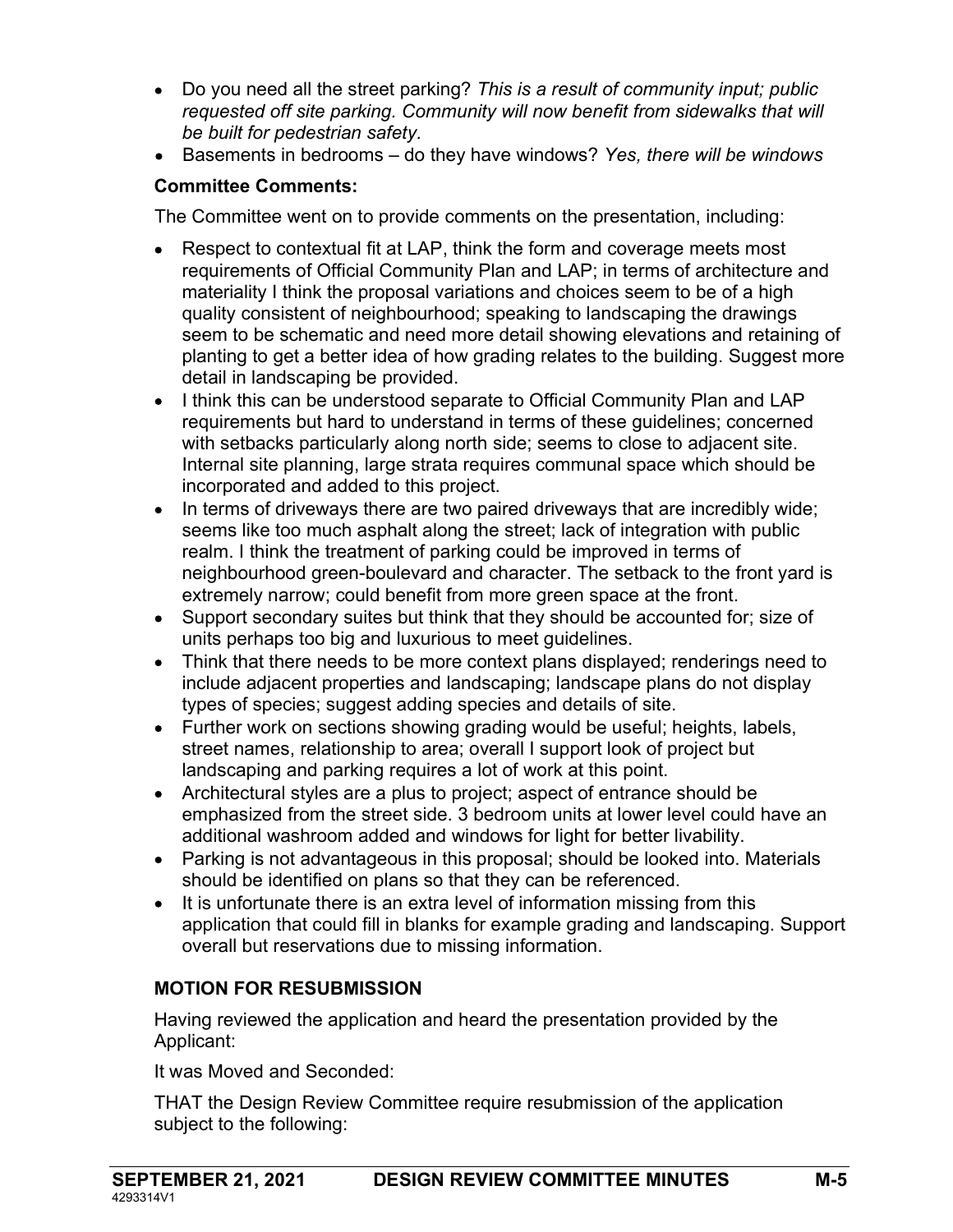- Do you need all the street parking? *This is a result of community input; public requested off site parking. Community will now benefit from sidewalks that will be built for pedestrian safety.*
- Basements in bedrooms – do they have windows? *Yes, there will be windows*

**Committee Comments:**

The Committee went on to provide comments on the presentation, including:

- Respect to contextual fit at LAP, think the form and coverage meets most requirements of Official Community Plan and LAP; in terms of architecture and materiality I think the proposal variations and choices seem to be of a high quality consistent of neighbourhood; speaking to landscaping the drawings seem to be schematic and need more detail showing elevations and retaining of planting to get a better idea of how grading relates to the building. Suggest more detail in landscaping be provided.
- I think this can be understood separate to Official Community Plan and LAP requirements but hard to understand in terms of these guidelines; concerned with setbacks particularly along north side; seems to close to adjacent site. Internal site planning, large strata requires communal space which should be incorporated and added to this project.
- In terms of driveways there are two paired driveways that are incredibly wide; seems like too much asphalt along the street; lack of integration with public realm. I think the treatment of parking could be improved in terms of neighbourhood green-boulevard and character. The setback to the front yard is extremely narrow; could benefit from more green space at the front.
- Support secondary suites but think that they should be accounted for; size of units perhaps too big and luxurious to meet guidelines.
- Think that there needs to be more context plans displayed; renderings need to include adjacent properties and landscaping; landscape plans do not display types of species; suggest adding species and details of site.
- Further work on sections showing grading would be useful; heights, labels, street names, relationship to area; overall I support look of project but landscaping and parking requires a lot of work at this point.
- Architectural styles are a plus to project; aspect of entrance should be emphasized from the street side. 3 bedroom units at lower level could have an additional washroom added and windows for light for better livability.
- Parking is not advantageous in this proposal; should be looked into. Materials should be identified on plans so that they can be referenced.
- It is unfortunate there is an extra level of information missing from this application that could fill in blanks for example grading and landscaping. Support overall but reservations due to missing information.

**MOTION FOR RESUBMISSION**

Having reviewed the application and heard the presentation provided by the Applicant:

It was Moved and Seconded:

THAT the Design Review Committee require resubmission of the application subject to the following: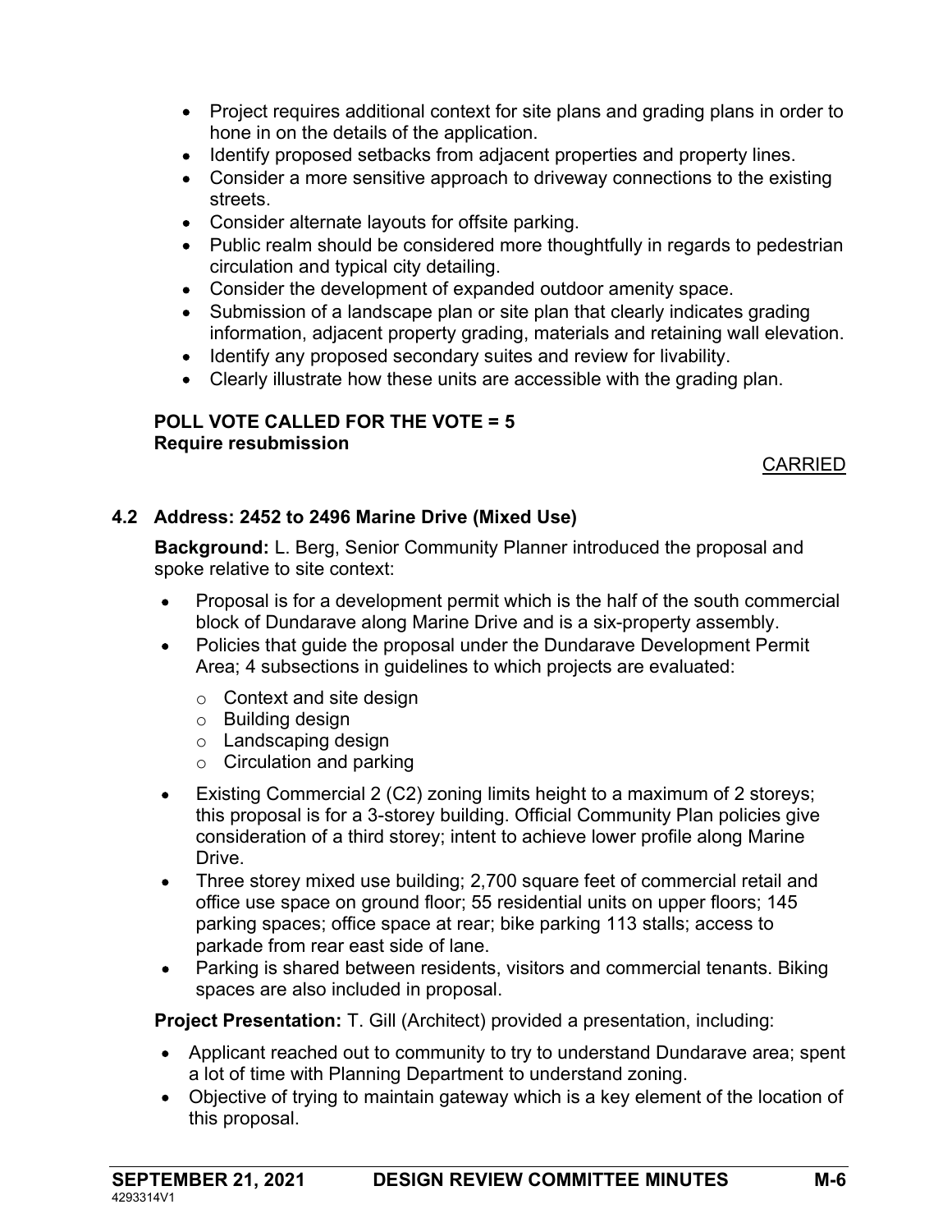- Project requires additional context for site plans and grading plans in order to hone in on the details of the application.
- Identify proposed setbacks from adjacent properties and property lines.
- Consider a more sensitive approach to driveway connections to the existing streets.
- Consider alternate layouts for offsite parking.
- Public realm should be considered more thoughtfully in regards to pedestrian circulation and typical city detailing.
- Consider the development of expanded outdoor amenity space.
- Submission of a landscape plan or site plan that clearly indicates grading information, adjacent property grading, materials and retaining wall elevation.
- Identify any proposed secondary suites and review for livability.
- Clearly illustrate how these units are accessible with the grading plan.

**POLL VOTE CALLED FOR THE VOTE = 5**
**Require resubmission**

CARRIED

### 4.2 Address: 2452 to 2496 Marine Drive (Mixed Use)

**Background:** L. Berg, Senior Community Planner introduced the proposal and spoke relative to site context:

- Proposal is for a development permit which is the half of the south commercial block of Dundarave along Marine Drive and is a six-property assembly.
- Policies that guide the proposal under the Dundarave Development Permit Area; 4 subsections in guidelines to which projects are evaluated:
  - Context and site design
  - Building design
  - Landscaping design
  - Circulation and parking
- Existing Commercial 2 (C2) zoning limits height to a maximum of 2 storeys; this proposal is for a 3-storey building. Official Community Plan policies give consideration of a third storey; intent to achieve lower profile along Marine Drive.
- Three storey mixed use building; 2,700 square feet of commercial retail and office use space on ground floor; 55 residential units on upper floors; 145 parking spaces; office space at rear; bike parking 113 stalls; access to parkade from rear east side of lane.
- Parking is shared between residents, visitors and commercial tenants. Biking spaces are also included in proposal.

**Project Presentation:** T. Gill (Architect) provided a presentation, including:

- Applicant reached out to community to try to understand Dundarave area; spent a lot of time with Planning Department to understand zoning.
- Objective of trying to maintain gateway which is a key element of the location of this proposal.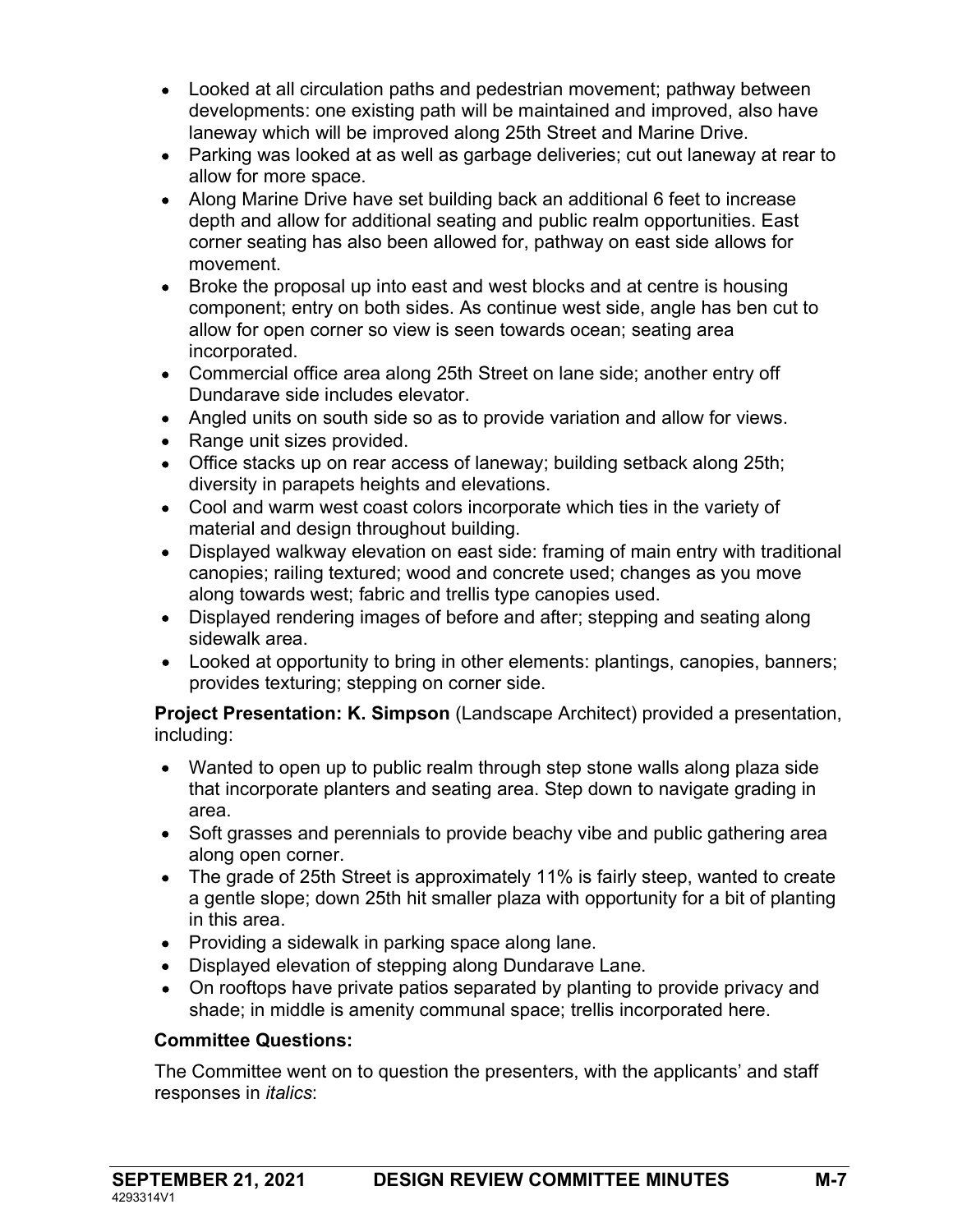- Looked at all circulation paths and pedestrian movement; pathway between developments: one existing path will be maintained and improved, also have laneway which will be improved along 25th Street and Marine Drive.
- Parking was looked at as well as garbage deliveries; cut out laneway at rear to allow for more space.
- Along Marine Drive have set building back an additional 6 feet to increase depth and allow for additional seating and public realm opportunities. East corner seating has also been allowed for, pathway on east side allows for movement.
- Broke the proposal up into east and west blocks and at centre is housing component; entry on both sides. As continue west side, angle has ben cut to allow for open corner so view is seen towards ocean; seating area incorporated.
- Commercial office area along 25th Street on lane side; another entry off Dundarave side includes elevator.
- Angled units on south side so as to provide variation and allow for views.
- Range unit sizes provided.
- Office stacks up on rear access of laneway; building setback along 25th; diversity in parapets heights and elevations.
- Cool and warm west coast colors incorporate which ties in the variety of material and design throughout building.
- Displayed walkway elevation on east side: framing of main entry with traditional canopies; railing textured; wood and concrete used; changes as you move along towards west; fabric and trellis type canopies used.
- Displayed rendering images of before and after; stepping and seating along sidewalk area.
- Looked at opportunity to bring in other elements: plantings, canopies, banners; provides texturing; stepping on corner side.

**Project Presentation: K. Simpson** (Landscape Architect) provided a presentation, including:

- Wanted to open up to public realm through step stone walls along plaza side that incorporate planters and seating area. Step down to navigate grading in area.
- Soft grasses and perennials to provide beachy vibe and public gathering area along open corner.
- The grade of 25th Street is approximately 11% is fairly steep, wanted to create a gentle slope; down 25th hit smaller plaza with opportunity for a bit of planting in this area.
- Providing a sidewalk in parking space along lane.
- Displayed elevation of stepping along Dundarave Lane.
- On rooftops have private patios separated by planting to provide privacy and shade; in middle is amenity communal space; trellis incorporated here.

**Committee Questions:**

The Committee went on to question the presenters, with the applicants' and staff responses in *italics*: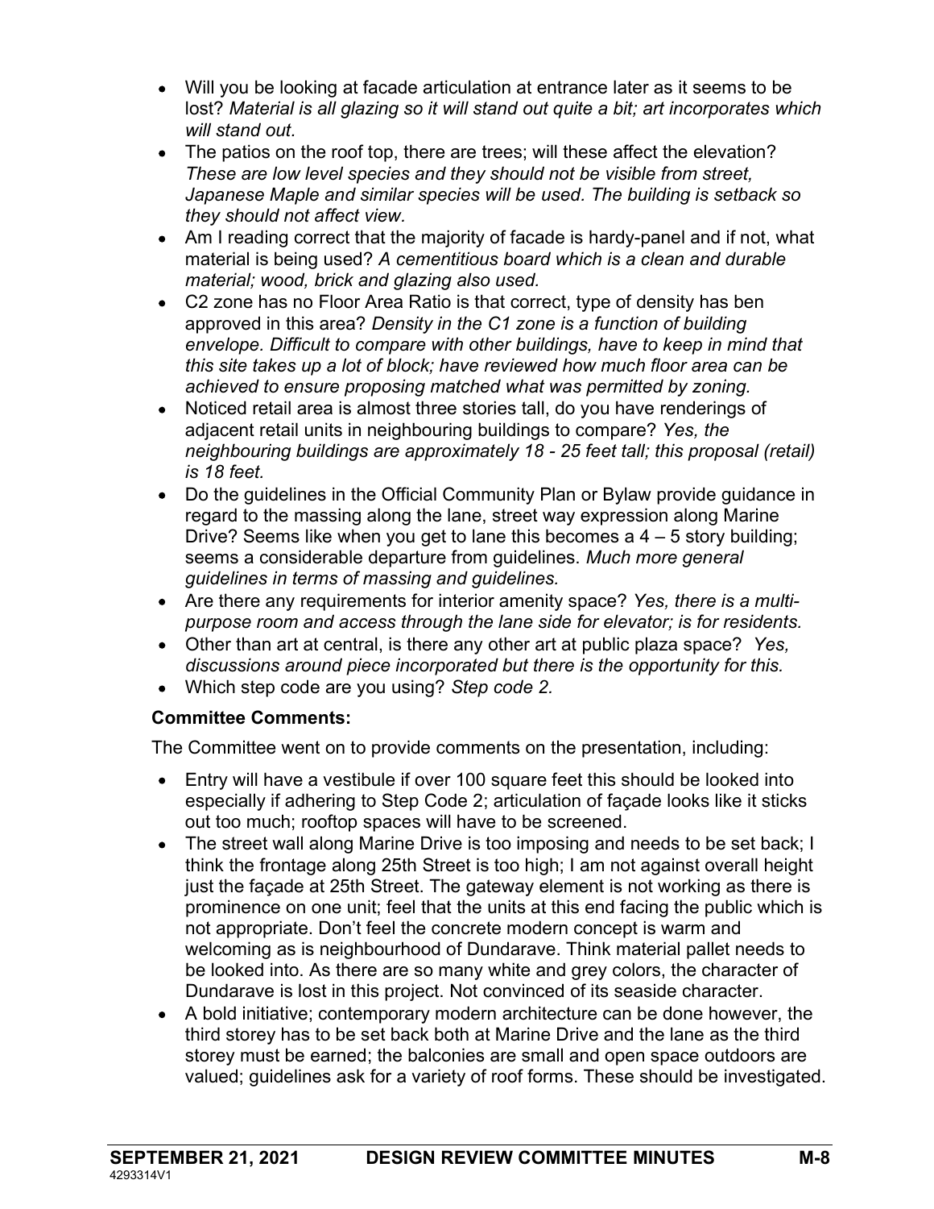- Will you be looking at facade articulation at entrance later as it seems to be lost? *Material is all glazing so it will stand out quite a bit; art incorporates which will stand out.*
- The patios on the roof top, there are trees; will these affect the elevation? *These are low level species and they should not be visible from street, Japanese Maple and similar species will be used. The building is setback so they should not affect view.*
- Am I reading correct that the majority of facade is hardy-panel and if not, what material is being used? *A cementitious board which is a clean and durable material; wood, brick and glazing also used.*
- C2 zone has no Floor Area Ratio is that correct, type of density has ben approved in this area? *Density in the C1 zone is a function of building envelope. Difficult to compare with other buildings, have to keep in mind that this site takes up a lot of block; have reviewed how much floor area can be achieved to ensure proposing matched what was permitted by zoning.*
- Noticed retail area is almost three stories tall, do you have renderings of adjacent retail units in neighbouring buildings to compare? *Yes, the neighbouring buildings are approximately 18 - 25 feet tall; this proposal (retail) is 18 feet.*
- Do the guidelines in the Official Community Plan or Bylaw provide guidance in regard to the massing along the lane, street way expression along Marine Drive? Seems like when you get to lane this becomes a 4 – 5 story building; seems a considerable departure from guidelines. *Much more general guidelines in terms of massing and guidelines.*
- Are there any requirements for interior amenity space? *Yes, there is a multi-purpose room and access through the lane side for elevator; is for residents.*
- Other than art at central, is there any other art at public plaza space? *Yes, discussions around piece incorporated but there is the opportunity for this.*
- Which step code are you using? *Step code 2.*

**Committee Comments:**

The Committee went on to provide comments on the presentation, including:

- Entry will have a vestibule if over 100 square feet this should be looked into especially if adhering to Step Code 2; articulation of façade looks like it sticks out too much; rooftop spaces will have to be screened.
- The street wall along Marine Drive is too imposing and needs to be set back; I think the frontage along 25th Street is too high; I am not against overall height just the façade at 25th Street. The gateway element is not working as there is prominence on one unit; feel that the units at this end facing the public which is not appropriate. Don't feel the concrete modern concept is warm and welcoming as is neighbourhood of Dundarave. Think material pallet needs to be looked into. As there are so many white and grey colors, the character of Dundarave is lost in this project. Not convinced of its seaside character.
- A bold initiative; contemporary modern architecture can be done however, the third storey has to be set back both at Marine Drive and the lane as the third storey must be earned; the balconies are small and open space outdoors are valued; guidelines ask for a variety of roof forms. These should be investigated.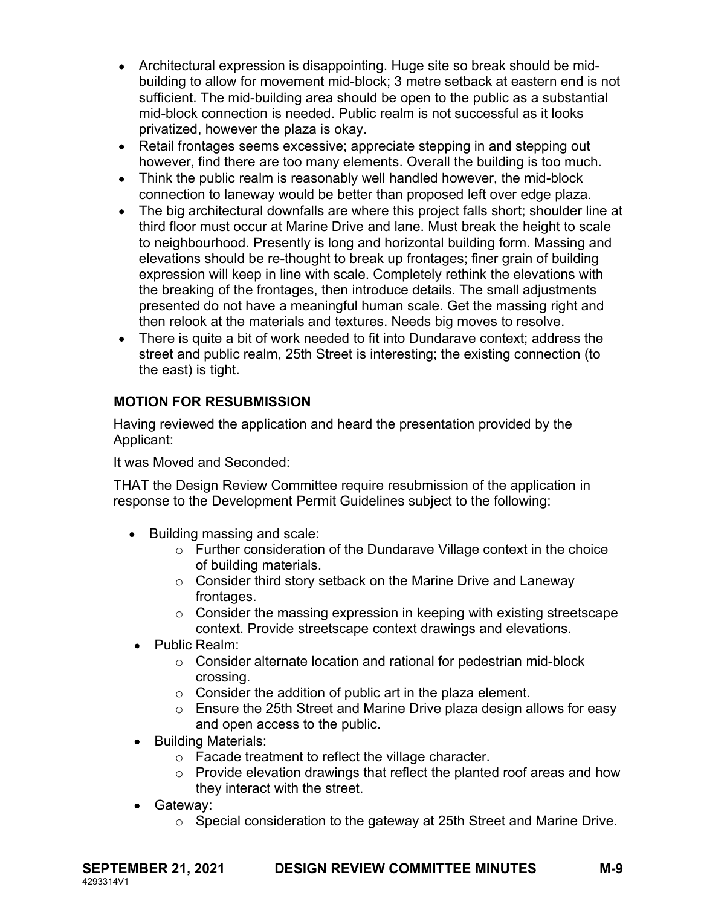- Architectural expression is disappointing. Huge site so break should be mid-building to allow for movement mid-block; 3 metre setback at eastern end is not sufficient. The mid-building area should be open to the public as a substantial mid-block connection is needed. Public realm is not successful as it looks privatized, however the plaza is okay.
- Retail frontages seems excessive; appreciate stepping in and stepping out however, find there are too many elements. Overall the building is too much.
- Think the public realm is reasonably well handled however, the mid-block connection to laneway would be better than proposed left over edge plaza.
- The big architectural downfalls are where this project falls short; shoulder line at third floor must occur at Marine Drive and lane. Must break the height to scale to neighbourhood. Presently is long and horizontal building form. Massing and elevations should be re-thought to break up frontages; finer grain of building expression will keep in line with scale. Completely rethink the elevations with the breaking of the frontages, then introduce details. The small adjustments presented do not have a meaningful human scale. Get the massing right and then relook at the materials and textures. Needs big moves to resolve.
- There is quite a bit of work needed to fit into Dundarave context; address the street and public realm, 25th Street is interesting; the existing connection (to the east) is tight.

**MOTION FOR RESUBMISSION**

Having reviewed the application and heard the presentation provided by the Applicant:

It was Moved and Seconded:

THAT the Design Review Committee require resubmission of the application in response to the Development Permit Guidelines subject to the following:

- Building massing and scale:
  - Further consideration of the Dundarave Village context in the choice of building materials.
  - Consider third story setback on the Marine Drive and Laneway frontages.
  - Consider the massing expression in keeping with existing streetscape context. Provide streetscape context drawings and elevations.
- Public Realm:
  - Consider alternate location and rational for pedestrian mid-block crossing.
  - Consider the addition of public art in the plaza element.
  - Ensure the 25th Street and Marine Drive plaza design allows for easy and open access to the public.
- Building Materials:
  - Facade treatment to reflect the village character.
  - Provide elevation drawings that reflect the planted roof areas and how they interact with the street.
- Gateway:
  - Special consideration to the gateway at 25th Street and Marine Drive.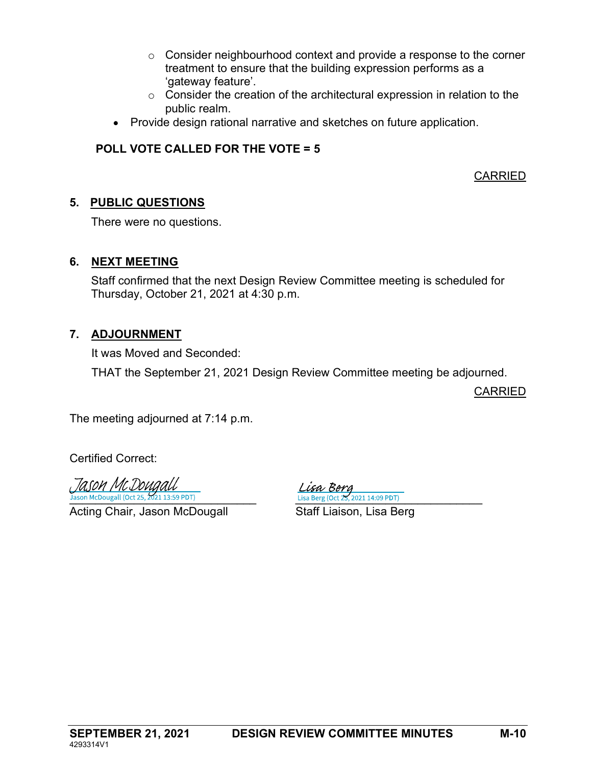- Consider neighbourhood context and provide a response to the corner treatment to ensure that the building expression performs as a 'gateway feature'.
  - Consider the creation of the architectural expression in relation to the public realm.
- Provide design rational narrative and sketches on future application.

**POLL VOTE CALLED FOR THE VOTE = 5**

CARRIED

## 5. PUBLIC QUESTIONS

There were no questions.

## 6. NEXT MEETING

Staff confirmed that the next Design Review Committee meeting is scheduled for Thursday, October 21, 2021 at 4:30 p.m.

## 7. ADJOURNMENT

It was Moved and Seconded:

THAT the September 21, 2021 Design Review Committee meeting be adjourned.

CARRIED

The meeting adjourned at 7:14 p.m.

Certified Correct:

Jason McDougall
Jason McDougall (Oct 25, 2021 13:59 PDT)
Acting Chair, Jason McDougall

Lisa Berg
Lisa Berg (Oct 25, 2021 14:09 PDT)
Staff Liaison, Lisa Berg